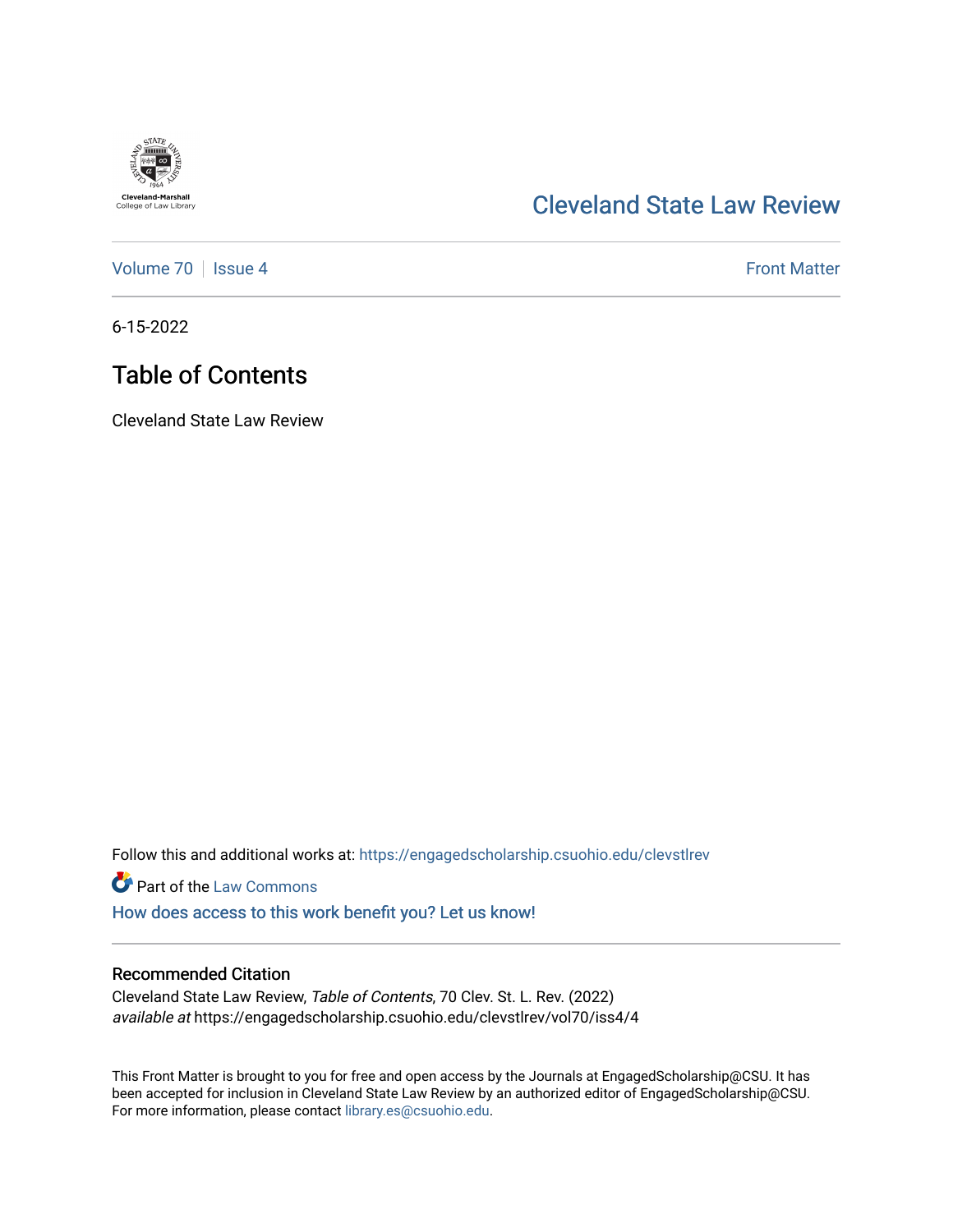Cleveland-Marshall College of Law Library

Cleveland State Law Review

Volume 70 | Issue 4 | Front Matter

6-15-2022

# Table of Contents

Cleveland State Law Review

Follow this and additional works at: https://engagedscholarship.csuohio.edu/clevstlrev

Part of the Law Commons

How does access to this work benefit you? Let us know!

## Recommended Citation

Cleveland State Law Review, *Table of Contents*, 70 Clev. St. L. Rev. (2022)
*available at* https://engagedscholarship.csuohio.edu/clevstlrev/vol70/iss4/4

This Front Matter is brought to you for free and open access by the Journals at EngagedScholarship@CSU. It has been accepted for inclusion in Cleveland State Law Review by an authorized editor of EngagedScholarship@CSU. For more information, please contact library.es@csuohio.edu.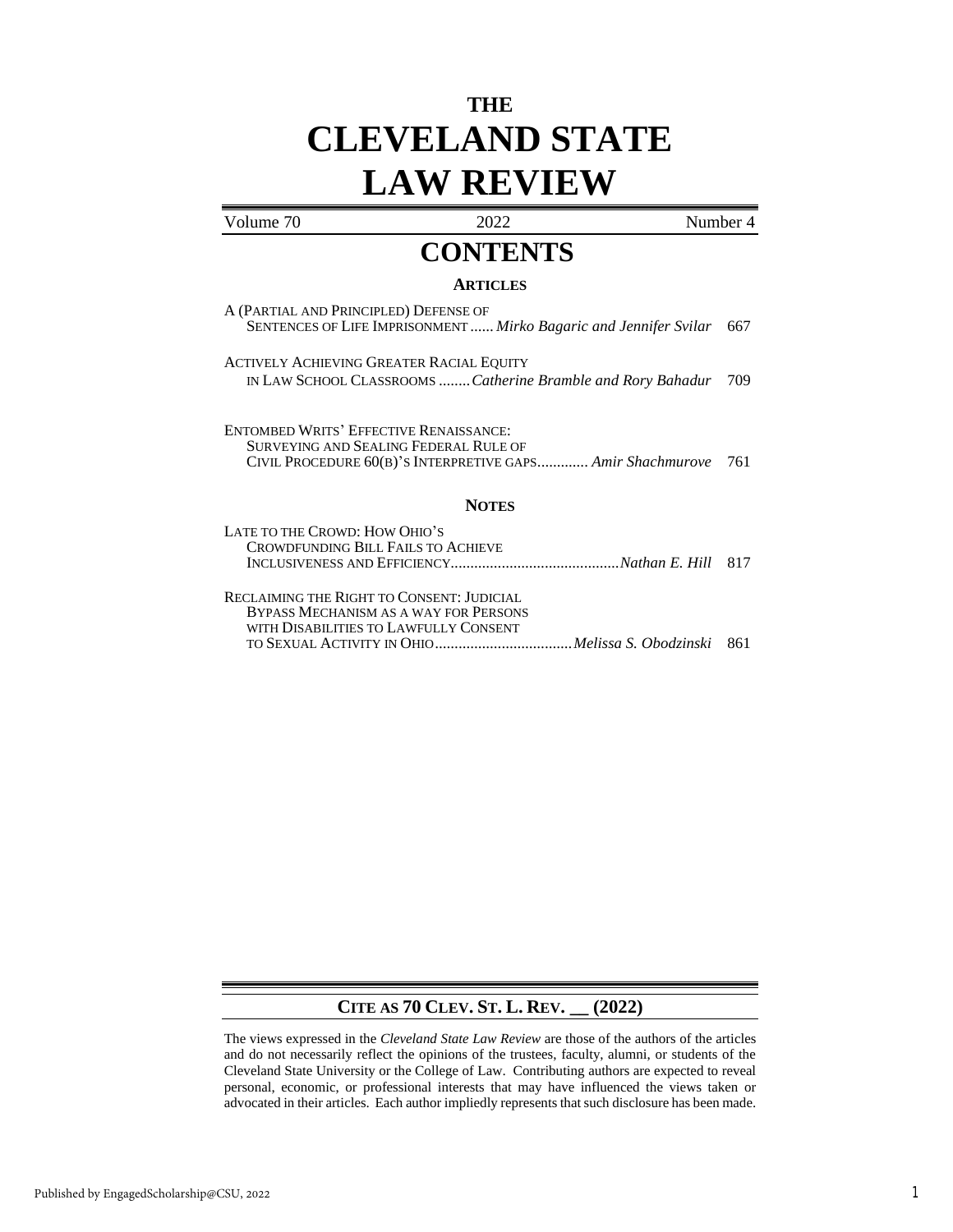# THE CLEVELAND STATE LAW REVIEW

Volume 70 | 2022 | Number 4

## CONTENTS

### ARTICLES

A (PARTIAL AND PRINCIPLED) DEFENSE OF SENTENCES OF LIFE IMPRISONMENT ...... *Mirko Bagaric and Jennifer Svilar* 667

ACTIVELY ACHIEVING GREATER RACIAL EQUITY IN LAW SCHOOL CLASSROOMS ........ *Catherine Bramble and Rory Bahadur* 709

ENTOMBED WRITS' EFFECTIVE RENAISSANCE: SURVEYING AND SEALING FEDERAL RULE OF CIVIL PROCEDURE 60(B)'S INTERPRETIVE GAPS............ *Amir Shachmurove* 761

### NOTES

LATE TO THE CROWD: HOW OHIO'S CROWDFUNDING BILL FAILS TO ACHIEVE INCLUSIVENESS AND EFFICIENCY........................................... *Nathan E. Hill* 817

RECLAIMING THE RIGHT TO CONSENT: JUDICIAL BYPASS MECHANISM AS A WAY FOR PERSONS WITH DISABILITIES TO LAWFULLY CONSENT TO SEXUAL ACTIVITY IN OHIO................................... *Melissa S. Obodzinski* 861

**CITE AS 70 CLEV. ST. L. REV. __ (2022)**

The views expressed in the *Cleveland State Law Review* are those of the authors of the articles and do not necessarily reflect the opinions of the trustees, faculty, alumni, or students of the Cleveland State University or the College of Law. Contributing authors are expected to reveal personal, economic, or professional interests that may have influenced the views taken or advocated in their articles. Each author impliedly represents that such disclosure has been made.